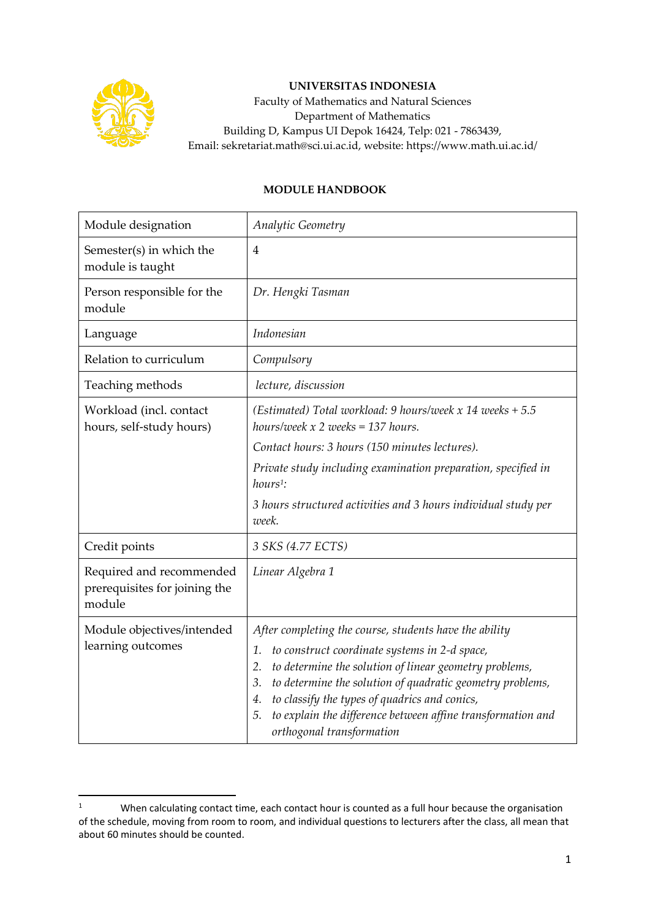**UNIVERSITAS INDONESIA**
Faculty of Mathematics and Natural Sciences
Department of Mathematics
Building D, Kampus UI Depok 16424, Telp: 021 - 7863439,
Email: sekretariat.math@sci.ui.ac.id, website: https://www.math.ui.ac.id/

## MODULE HANDBOOK

| Module designation | *Analytic Geometry* |
|---|---|
| Semester(s) in which the module is taught | 4 |
| Person responsible for the module | *Dr. Hengki Tasman* |
| Language | *Indonesian* |
| Relation to curriculum | *Compulsory* |
| Teaching methods | *lecture, discussion* |
| Workload (incl. contact hours, self-study hours) | *(Estimated) Total workload: 9 hours/week x 14 weeks + 5.5 hours/week x 2 weeks = 137 hours.*<br>*Contact hours: 3 hours (150 minutes lectures).*<br>*Private study including examination preparation, specified in hours[1]:*<br>*3 hours structured activities and 3 hours individual study per week.* |
| Credit points | *3 SKS (4.77 ECTS)* |
| Required and recommended prerequisites for joining the module | *Linear Algebra 1* |
| Module objectives/intended learning outcomes | *After completing the course, students have the ability*<br>1. *to construct coordinate systems in 2-d space,*<br>2. *to determine the solution of linear geometry problems,*<br>3. *to determine the solution of quadratic geometry problems,*<br>4. *to classify the types of quadrics and conics,*<br>5. *to explain the difference between affine transformation and orthogonal transformation* |

[1] When calculating contact time, each contact hour is counted as a full hour because the organisation of the schedule, moving from room to room, and individual questions to lecturers after the class, all mean that about 60 minutes should be counted.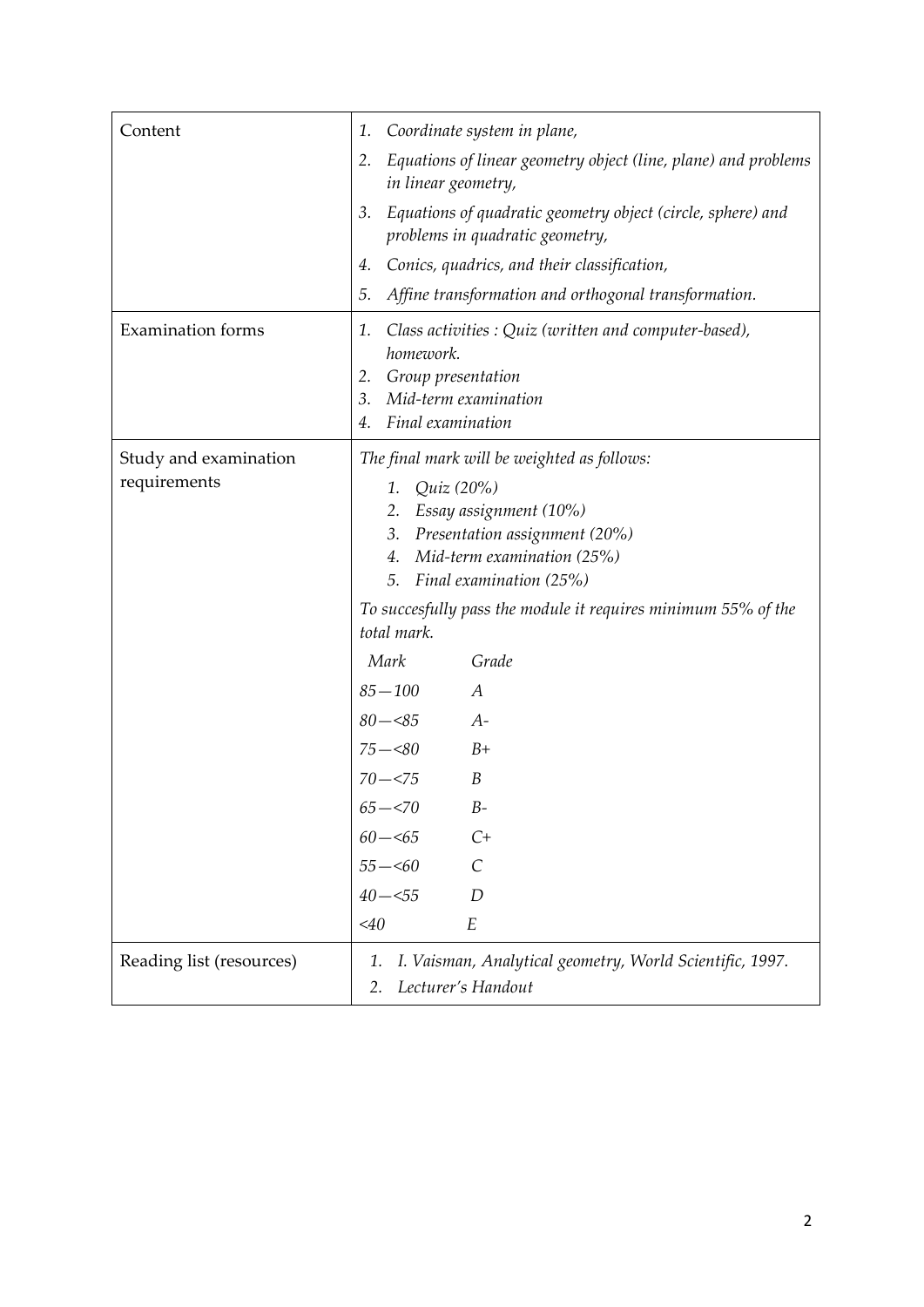| | |
|---|---|
| Content | 1. *Coordinate system in plane,*<br>2. *Equations of linear geometry object (line, plane) and problems in linear geometry,*<br>3. *Equations of quadratic geometry object (circle, sphere) and problems in quadratic geometry,*<br>4. *Conics, quadrics, and their classification,*<br>5. *Affine transformation and orthogonal transformation.* |
| Examination forms | 1. *Class activities : Quiz (written and computer-based), homework.*<br>2. *Group presentation*<br>3. *Mid-term examination*<br>4. *Final examination* |
| Study and examination requirements | *The final mark will be weighted as follows:*<br>1. *Quiz (20%)*<br>2. *Essay assignment (10%)*<br>3. *Presentation assignment (20%)*<br>4. *Mid-term examination (25%)*<br>5. *Final examination (25%)*<br>*To succesfully pass the module it requires minimum 55% of the total mark.*<br>*Mark* — *Grade*<br>*85—100* — *A*<br>*80—<85* — *A-*<br>*75—<80* — *B+*<br>*70—<75* — *B*<br>*65—<70* — *B-*<br>*60—<65* — *C+*<br>*55—<60* — *C*<br>*40—<55* — *D*<br>*<40* — *E* |
| Reading list (resources) | 1. *I. Vaisman, Analytical geometry, World Scientific, 1997.*<br>2. *Lecturer's Handout* |